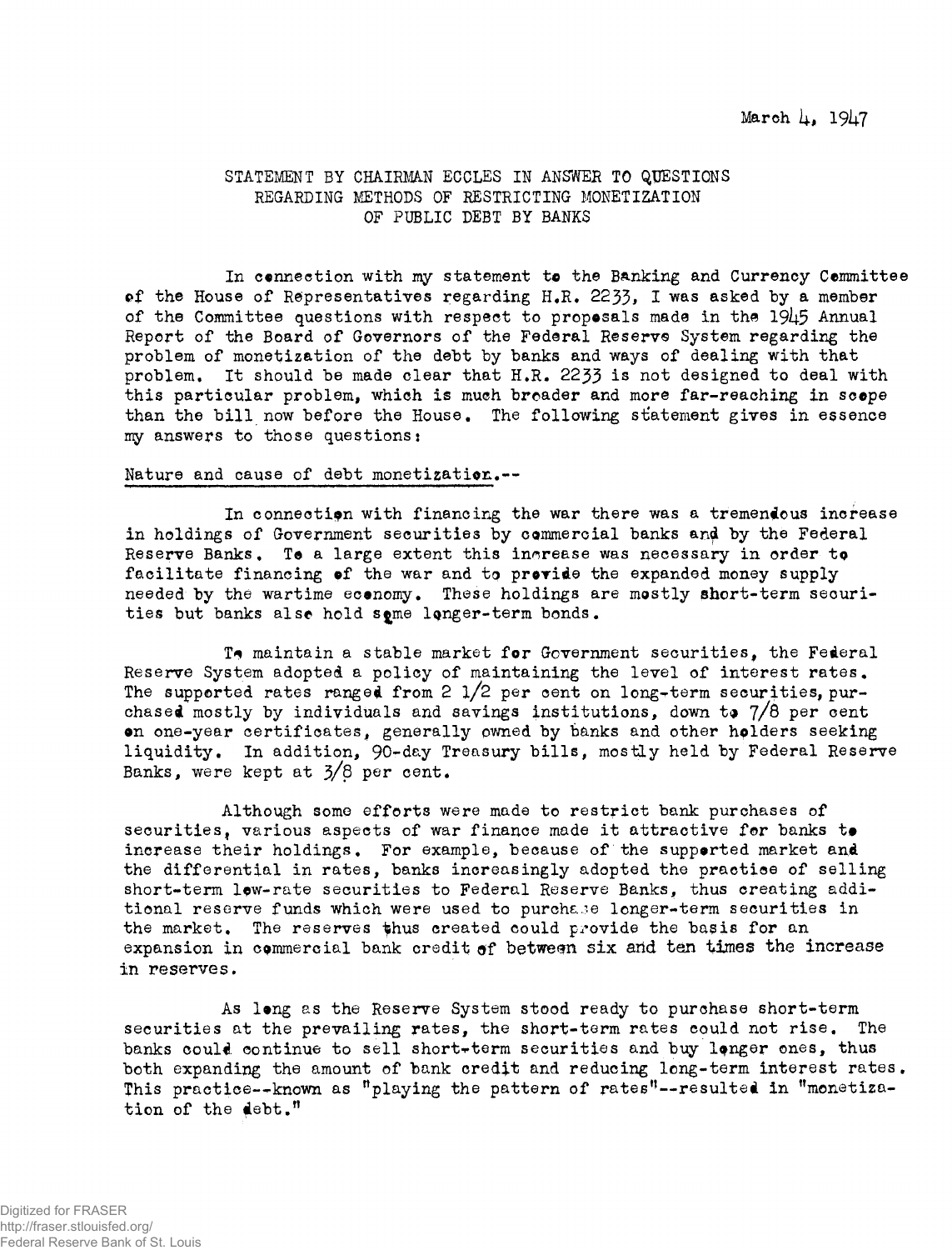March 4, 1947

## STATEMENT BY CHAIRMAN ECCLES IN ANSWER TO QUESTIONS REGARDING METHODS OF RESTRICTING MONETIZATION OF PUBLIC DEBT BY BANKS

In connection with my statement to the Banking and Currency Committee of the House of Representatives regarding H.R. 2233, I was asked by a member of the Committee questions with respect to proposals made in the 1945 Annual Report of the Board of Governors of the Federal Reserve System regarding the problem of monetization of the debt by banks and ways of dealing with that problem. It should be made clear that H.R. 2233 is not designed to deal with this particular problem, which is much broader and more far-reaching in scope than the bill now before the House. The following statement gives in essence my answers to those questions:

Nature and cause of debt monetization.--

In connection with financing the war there was a tremendous increase in holdings of Government securities by commercial banks and by the Federal Reserve Banks. To a large extent this increase was necessary in order to facilitate financing of the war and to provide the expanded money supply needed by the wartime economy. These holdings are mostly short-term securities but banks also hold some longer-term bonds.

To maintain a stable market for Government securities, the Federal Reserve System adopted a policy of maintaining the level of interest rates. The supported rates ranged from 2 1/2 per cent on long-term securities, purchased mostly by individuals and savings institutions, down to 7/8 per cent on one-year certificates, generally owned by banks and other holders seeking liquidity. In addition, 90-day Treasury bills, mostly held by Federal Reserve Banks, were kept at 3/8 per cent.

Although some efforts were made to restrict bank purchases of securities, various aspects of war finance made it attractive for banks to increase their holdings. For example, because of the supported market and the differential in rates, banks increasingly adopted the practice of selling short-term low-rate securities to Federal Reserve Banks, thus creating additional reserve funds which were used to purchase longer-term securities in the market. The reserves thus created could provide the basis for an expansion in commercial bank credit of between six and ten times the increase in reserves.

As long as the Reserve System stood ready to purchase short-term securities at the prevailing rates, the short-term rates could not rise. The banks could continue to sell short-term securities and buy longer ones, thus both expanding the amount of bank credit and reducing long-term interest rates. This practice--known as "playing the pattern of rates"--resulted in "monetization of the debt."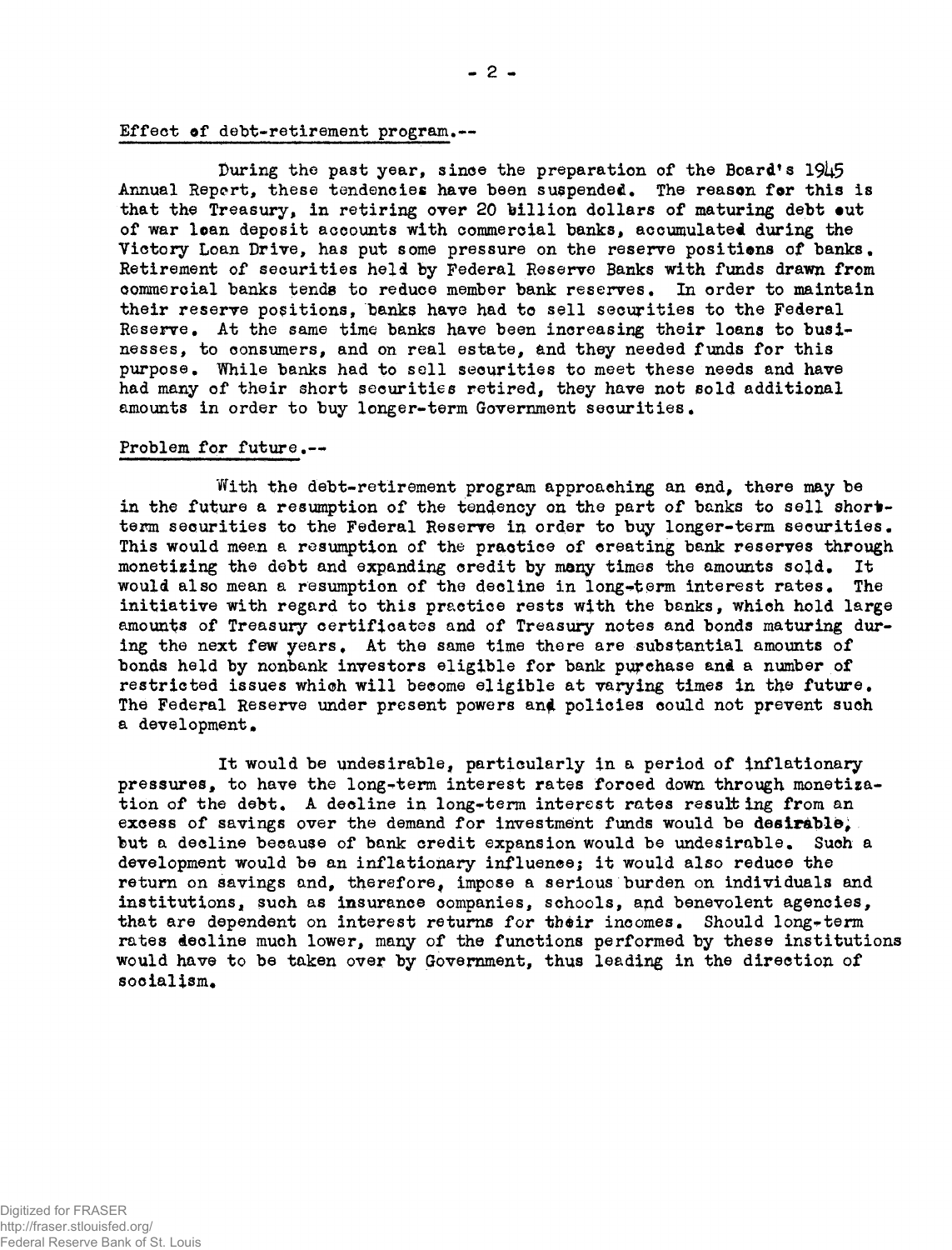Effect of debt-retirement program.--

During the past year, since the preparation of the Board's 1945 Annual Report, these tendencies have been suspended. The reason for this is that the Treasury, in retiring over 20 billion dollars of maturing debt out of war loan deposit accounts with commercial banks, accumulated during the Victory Loan Drive, has put some pressure on the reserve positions of banks. Retirement of securities held by Federal Reserve Banks with funds drawn from commercial banks tends to reduce member bank reserves. In order to maintain their reserve positions, banks have had to sell securities to the Federal Reserve. At the same time banks have been increasing their loans to businesses, to consumers, and on real estate, and they needed funds for this purpose. While banks had to sell securities to meet these needs and have had many of their short securities retired, they have not sold additional amounts in order to buy longer-term Government securities.

Problem for future.--

With the debt-retirement program approaching an end, there may be in the future a resumption of the tendency on the part of banks to sell short-term securities to the Federal Reserve in order to buy longer-term securities. This would mean a resumption of the practice of creating bank reserves through monetizing the debt and expanding credit by many times the amounts sold. It would also mean a resumption of the decline in long-term interest rates. The initiative with regard to this practice rests with the banks, which hold large amounts of Treasury certificates and of Treasury notes and bonds maturing during the next few years. At the same time there are substantial amounts of bonds held by nonbank investors eligible for bank purchase and a number of restricted issues which will become eligible at varying times in the future. The Federal Reserve under present powers and policies could not prevent such a development.

It would be undesirable, particularly in a period of inflationary pressures, to have the long-term interest rates forced down through monetization of the debt. A decline in long-term interest rates resulting from an excess of savings over the demand for investment funds would be desirable, but a decline because of bank credit expansion would be undesirable. Such a development would be an inflationary influence; it would also reduce the return on savings and, therefore, impose a serious burden on individuals and institutions, such as insurance companies, schools, and benevolent agencies, that are dependent on interest returns for their incomes. Should long-term rates decline much lower, many of the functions performed by these institutions would have to be taken over by Government, thus leading in the direction of socialism.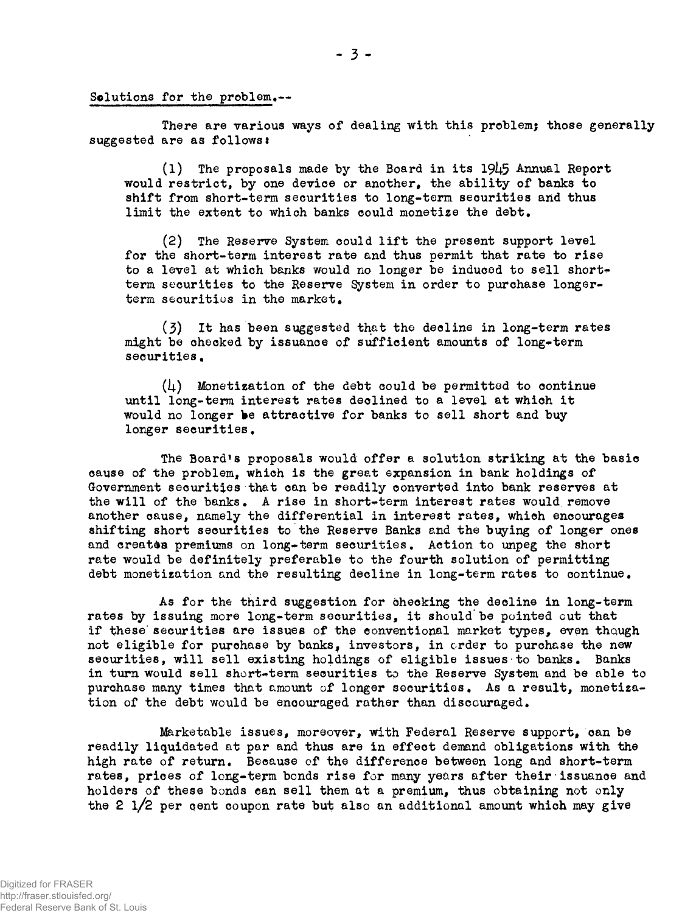Solutions for the problem.--

There are various ways of dealing with this problem; those generally suggested are as follows:

(1) The proposals made by the Board in its 1945 Annual Report would restrict, by one device or another, the ability of banks to shift from short-term securities to long-term securities and thus limit the extent to which banks could monetize the debt.

(2) The Reserve System could lift the present support level for the short-term interest rate and thus permit that rate to rise to a level at which banks would no longer be induced to sell short-term securities to the Reserve System in order to purchase longer-term securities in the market.

(3) It has been suggested that the decline in long-term rates might be checked by issuance of sufficient amounts of long-term securities.

(4) Monetization of the debt could be permitted to continue until long-term interest rates declined to a level at which it would no longer be attractive for banks to sell short and buy longer securities.

The Board's proposals would offer a solution striking at the basic cause of the problem, which is the great expansion in bank holdings of Government securities that can be readily converted into bank reserves at the will of the banks. A rise in short-term interest rates would remove another cause, namely the differential in interest rates, which encourages shifting short securities to the Reserve Banks and the buying of longer ones and creates premiums on long-term securities. Action to unpeg the short rate would be definitely preferable to the fourth solution of permitting debt monetization and the resulting decline in long-term rates to continue.

As for the third suggestion for checking the decline in long-term rates by issuing more long-term securities, it should be pointed out that if these securities are issues of the conventional market types, even though not eligible for purchase by banks, investors, in order to purchase the new securities, will sell existing holdings of eligible issues to banks. Banks in turn would sell short-term securities to the Reserve System and be able to purchase many times that amount of longer securities. As a result, monetization of the debt would be encouraged rather than discouraged.

Marketable issues, moreover, with Federal Reserve support, can be readily liquidated at par and thus are in effect demand obligations with the high rate of return. Because of the difference between long and short-term rates, prices of long-term bonds rise for many years after their issuance and holders of these bonds can sell them at a premium, thus obtaining not only the 2 1/2 per cent coupon rate but also an additional amount which may give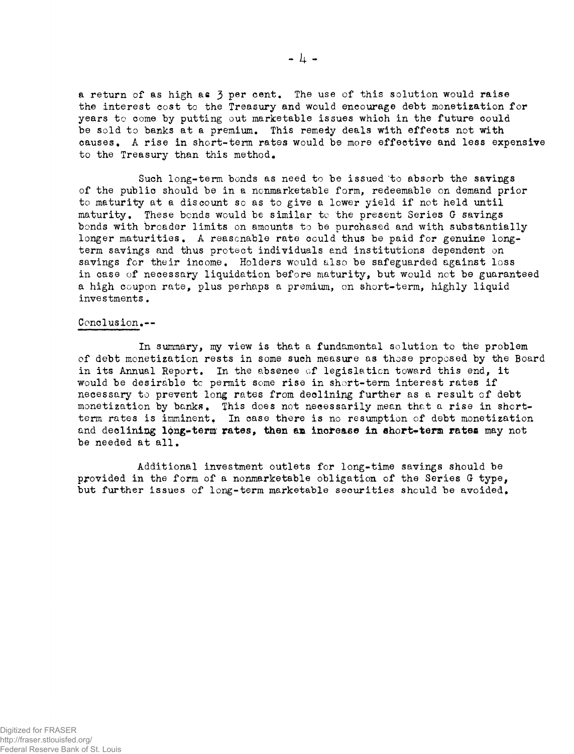a return of as high as 3 per cent. The use of this solution would raise the interest cost to the Treasury and would encourage debt monetization for years to come by putting out marketable issues which in the future could be sold to banks at a premium. This remedy deals with effects not with causes. A rise in short-term rates would be more effective and less expensive to the Treasury than this method.

Such long-term bonds as need to be issued to absorb the savings of the public should be in a nonmarketable form, redeemable on demand prior to maturity at a discount so as to give a lower yield if not held until maturity. These bonds would be similar to the present Series G savings bonds with broader limits on amounts to be purchased and with substantially longer maturities. A reasonable rate could thus be paid for genuine long-term savings and thus protect individuals and institutions dependent on savings for their income. Holders would also be safeguarded against loss in case of necessary liquidation before maturity, but would not be guaranteed a high coupon rate, plus perhaps a premium, on short-term, highly liquid investments.

## Conclusion.--

In summary, my view is that a fundamental solution to the problem of debt monetization rests in some such measure as those proposed by the Board in its Annual Report. In the absence of legislation toward this end, it would be desirable to permit some rise in short-term interest rates if necessary to prevent long rates from declining further as a result of debt monetization by banks. This does not necessarily mean that a rise in short-term rates is imminent. In case there is no resumption of debt monetization and declining long-term rates, then an increase in short-term rates may not be needed at all.

Additional investment outlets for long-time savings should be provided in the form of a nonmarketable obligation of the Series G type, but further issues of long-term marketable securities should be avoided.